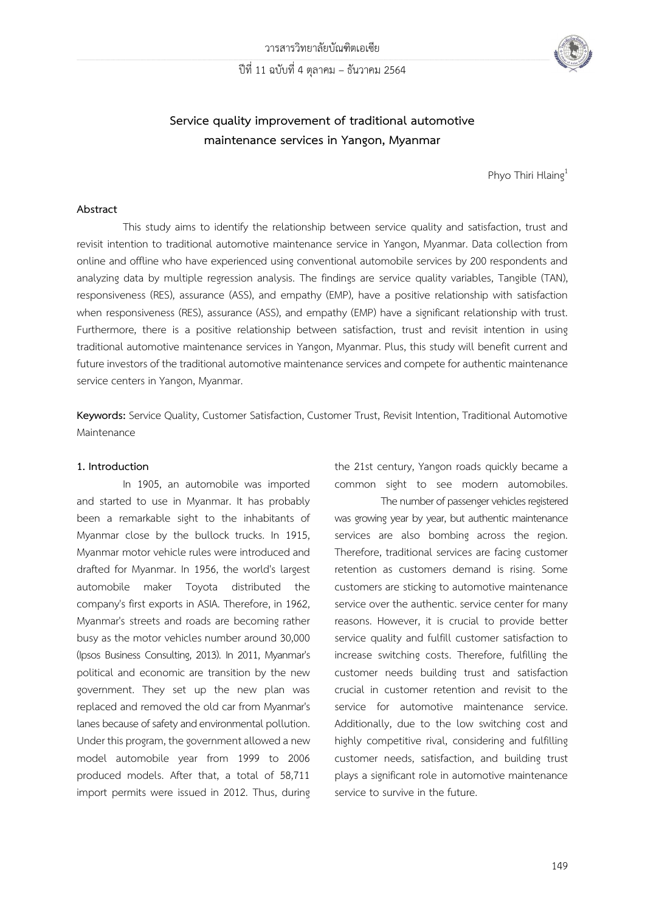# Service quality improvement of traditional automotive maintenance services in Yangon, Myanmar

Phyo Thiri Hlaing[1]

## Abstract

This study aims to identify the relationship between service quality and satisfaction, trust and revisit intention to traditional automotive maintenance service in Yangon, Myanmar. Data collection from online and offline who have experienced using conventional automobile services by 200 respondents and analyzing data by multiple regression analysis. The findings are service quality variables, Tangible (TAN), responsiveness (RES), assurance (ASS), and empathy (EMP), have a positive relationship with satisfaction when responsiveness (RES), assurance (ASS), and empathy (EMP) have a significant relationship with trust. Furthermore, there is a positive relationship between satisfaction, trust and revisit intention in using traditional automotive maintenance services in Yangon, Myanmar. Plus, this study will benefit current and future investors of the traditional automotive maintenance services and compete for authentic maintenance service centers in Yangon, Myanmar.

**Keywords:** Service Quality, Customer Satisfaction, Customer Trust, Revisit Intention, Traditional Automotive Maintenance

## 1. Introduction

In 1905, an automobile was imported and started to use in Myanmar. It has probably been a remarkable sight to the inhabitants of Myanmar close by the bullock trucks. In 1915, Myanmar motor vehicle rules were introduced and drafted for Myanmar. In 1956, the world's largest automobile maker Toyota distributed the company's first exports in ASIA. Therefore, in 1962, Myanmar's streets and roads are becoming rather busy as the motor vehicles number around 30,000 (Ipsos Business Consulting, 2013). In 2011, Myanmar's political and economic are transition by the new government. They set up the new plan was replaced and removed the old car from Myanmar's lanes because of safety and environmental pollution. Under this program, the government allowed a new model automobile year from 1999 to 2006 produced models. After that, a total of 58,711 import permits were issued in 2012. Thus, during the 21st century, Yangon roads quickly became a common sight to see modern automobiles.

The number of passenger vehicles registered was growing year by year, but authentic maintenance services are also bombing across the region. Therefore, traditional services are facing customer retention as customers demand is rising. Some customers are sticking to automotive maintenance service over the authentic. service center for many reasons. However, it is crucial to provide better service quality and fulfill customer satisfaction to increase switching costs. Therefore, fulfilling the customer needs building trust and satisfaction crucial in customer retention and revisit to the service for automotive maintenance service. Additionally, due to the low switching cost and highly competitive rival, considering and fulfilling customer needs, satisfaction, and building trust plays a significant role in automotive maintenance service to survive in the future.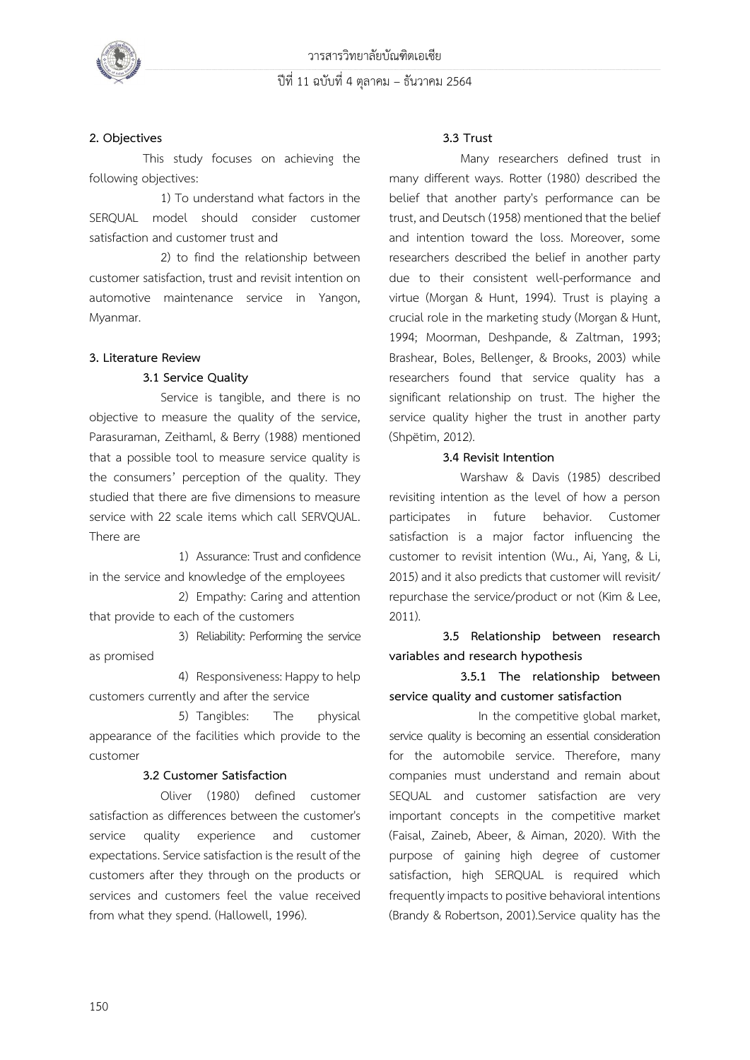## 2. Objectives

This study focuses on achieving the following objectives:

1) To understand what factors in the SERQUAL model should consider customer satisfaction and customer trust and

2) to find the relationship between customer satisfaction, trust and revisit intention on automotive maintenance service in Yangon, Myanmar.

## 3. Literature Review

### 3.1 Service Quality

Service is tangible, and there is no objective to measure the quality of the service, Parasuraman, Zeithaml, & Berry (1988) mentioned that a possible tool to measure service quality is the consumers' perception of the quality. They studied that there are five dimensions to measure service with 22 scale items which call SERVQUAL. There are

1) Assurance: Trust and confidence in the service and knowledge of the employees

2) Empathy: Caring and attention that provide to each of the customers

3) Reliability: Performing the service as promised

4) Responsiveness: Happy to help customers currently and after the service

5) Tangibles: The physical appearance of the facilities which provide to the customer

### 3.2 Customer Satisfaction

Oliver (1980) defined customer satisfaction as differences between the customer's service quality experience and customer expectations. Service satisfaction is the result of the customers after they through on the products or services and customers feel the value received from what they spend. (Hallowell, 1996).

### 3.3 Trust

Many researchers defined trust in many different ways. Rotter (1980) described the belief that another party's performance can be trust, and Deutsch (1958) mentioned that the belief and intention toward the loss. Moreover, some researchers described the belief in another party due to their consistent well-performance and virtue (Morgan & Hunt, 1994). Trust is playing a crucial role in the marketing study (Morgan & Hunt, 1994; Moorman, Deshpande, & Zaltman, 1993; Brashear, Boles, Bellenger, & Brooks, 2003) while researchers found that service quality has a significant relationship on trust. The higher the service quality higher the trust in another party (Shpëtim, 2012).

### 3.4 Revisit Intention

Warshaw & Davis (1985) described revisiting intention as the level of how a person participates in future behavior. Customer satisfaction is a major factor influencing the customer to revisit intention (Wu., Ai, Yang, & Li, 2015) and it also predicts that customer will revisit/ repurchase the service/product or not (Kim & Lee, 2011).

### 3.5 Relationship between research variables and research hypothesis

#### 3.5.1 The relationship between service quality and customer satisfaction

In the competitive global market, service quality is becoming an essential consideration for the automobile service. Therefore, many companies must understand and remain about SEQUAL and customer satisfaction are very important concepts in the competitive market (Faisal, Zaineb, Abeer, & Aiman, 2020). With the purpose of gaining high degree of customer satisfaction, high SERQUAL is required which frequently impacts to positive behavioral intentions (Brandy & Robertson, 2001).Service quality has the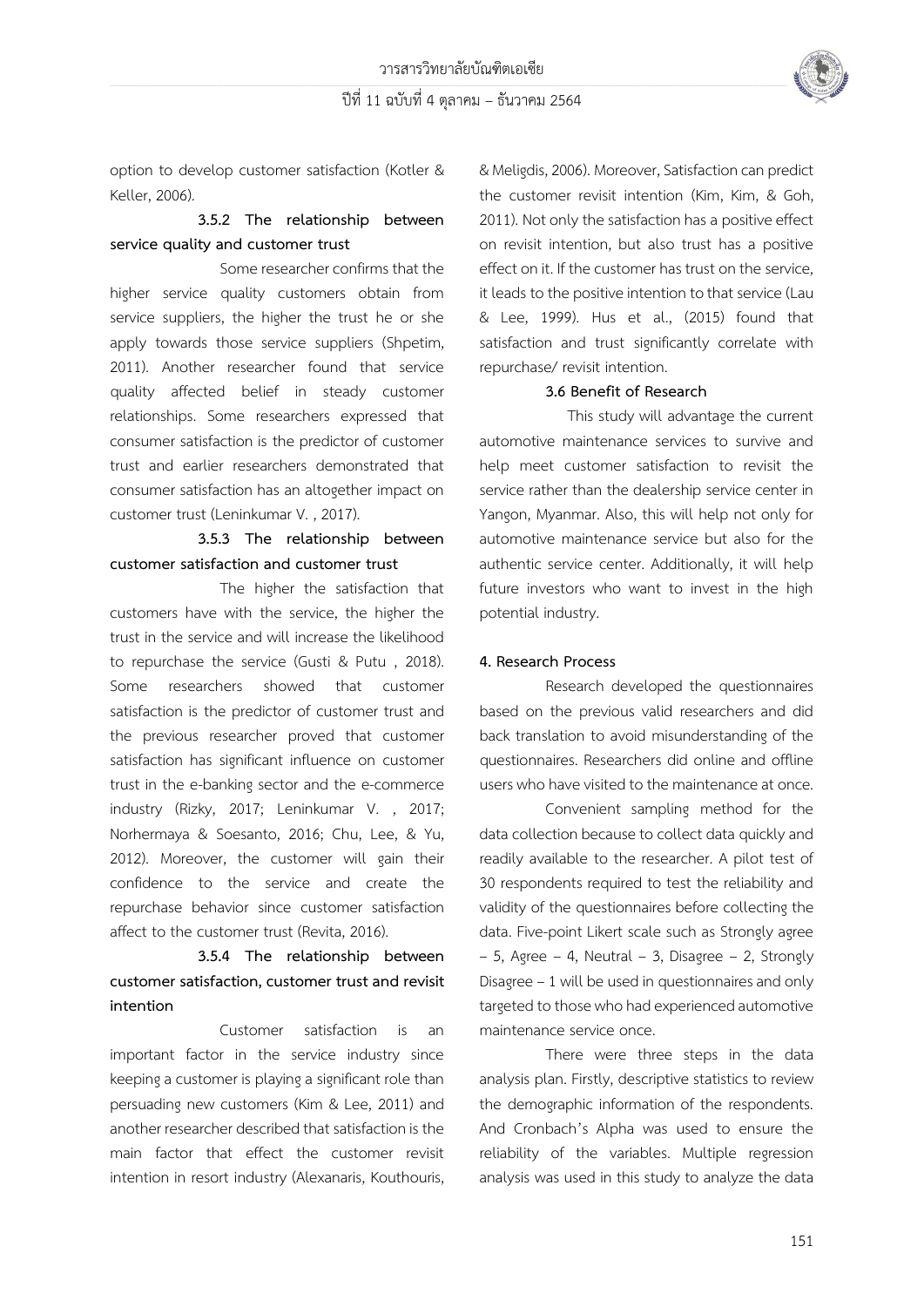option to develop customer satisfaction (Kotler & Keller, 2006).

### 3.5.2 The relationship between service quality and customer trust

Some researcher confirms that the higher service quality customers obtain from service suppliers, the higher the trust he or she apply towards those service suppliers (Shpetim, 2011). Another researcher found that service quality affected belief in steady customer relationships. Some researchers expressed that consumer satisfaction is the predictor of customer trust and earlier researchers demonstrated that consumer satisfaction has an altogether impact on customer trust (Leninkumar V. , 2017).

### 3.5.3 The relationship between customer satisfaction and customer trust

The higher the satisfaction that customers have with the service, the higher the trust in the service and will increase the likelihood to repurchase the service (Gusti & Putu , 2018). Some researchers showed that customer satisfaction is the predictor of customer trust and the previous researcher proved that customer satisfaction has significant influence on customer trust in the e-banking sector and the e-commerce industry (Rizky, 2017; Leninkumar V. , 2017; Norhermaya & Soesanto, 2016; Chu, Lee, & Yu, 2012). Moreover, the customer will gain their confidence to the service and create the repurchase behavior since customer satisfaction affect to the customer trust (Revita, 2016).

### 3.5.4 The relationship between customer satisfaction, customer trust and revisit intention

Customer satisfaction is an important factor in the service industry since keeping a customer is playing a significant role than persuading new customers (Kim & Lee, 2011) and another researcher described that satisfaction is the main factor that effect the customer revisit intention in resort industry (Alexanaris, Kouthouris, & Meligdis, 2006). Moreover, Satisfaction can predict the customer revisit intention (Kim, Kim, & Goh, 2011). Not only the satisfaction has a positive effect on revisit intention, but also trust has a positive effect on it. If the customer has trust on the service, it leads to the positive intention to that service (Lau & Lee, 1999). Hus et al., (2015) found that satisfaction and trust significantly correlate with repurchase/ revisit intention.

### 3.6 Benefit of Research

This study will advantage the current automotive maintenance services to survive and help meet customer satisfaction to revisit the service rather than the dealership service center in Yangon, Myanmar. Also, this will help not only for automotive maintenance service but also for the authentic service center. Additionally, it will help future investors who want to invest in the high potential industry.

## 4. Research Process

Research developed the questionnaires based on the previous valid researchers and did back translation to avoid misunderstanding of the questionnaires. Researchers did online and offline users who have visited to the maintenance at once.

Convenient sampling method for the data collection because to collect data quickly and readily available to the researcher. A pilot test of 30 respondents required to test the reliability and validity of the questionnaires before collecting the data. Five-point Likert scale such as Strongly agree – 5, Agree – 4, Neutral – 3, Disagree – 2, Strongly Disagree – 1 will be used in questionnaires and only targeted to those who had experienced automotive maintenance service once.

There were three steps in the data analysis plan. Firstly, descriptive statistics to review the demographic information of the respondents. And Cronbach's Alpha was used to ensure the reliability of the variables. Multiple regression analysis was used in this study to analyze the data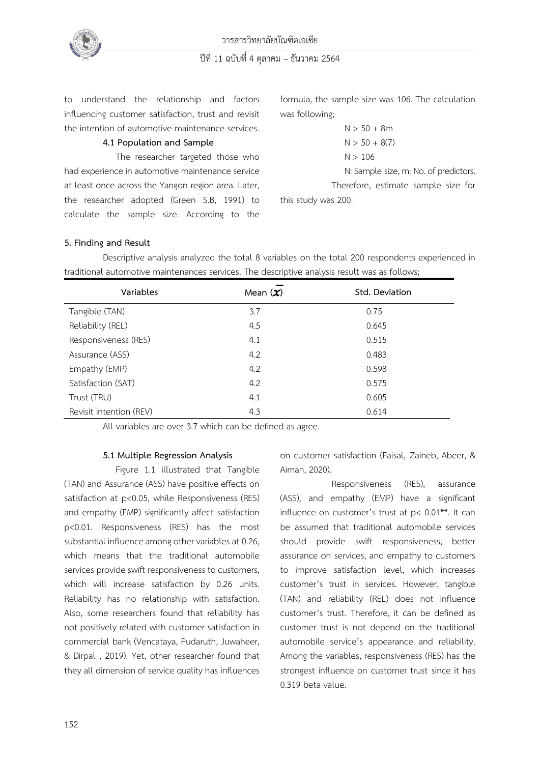to understand the relationship and factors influencing customer satisfaction, trust and revisit the intention of automotive maintenance services.

### 4.1 Population and Sample

The researcher targeted those who had experience in automotive maintenance service at least once across the Yangon region area. Later, the researcher adopted (Green S.B, 1991) to calculate the sample size. According to the formula, the sample size was 106. The calculation was following;

$$N > 50 + 8m$$

$$N > 50 + 8(7)$$

$$N > 106$$

N: Sample size, m: No. of predictors.

Therefore, estimate sample size for this study was 200.

## 5. Finding and Result

Descriptive analysis analyzed the total 8 variables on the total 200 respondents experienced in traditional automotive maintenances services. The descriptive analysis result was as follows;

| Variables | Mean ($\bar{x}$) | Std. Deviation |
|---|---|---|
| Tangible (TAN) | 3.7 | 0.75 |
| Reliability (REL) | 4.5 | 0.645 |
| Responsiveness (RES) | 4.1 | 0.515 |
| Assurance (ASS) | 4.2 | 0.483 |
| Empathy (EMP) | 4.2 | 0.598 |
| Satisfaction (SAT) | 4.2 | 0.575 |
| Trust (TRU) | 4.1 | 0.605 |
| Revisit intention (REV) | 4.3 | 0.614 |

All variables are over 3.7 which can be defined as agree.

### 5.1 Multiple Regression Analysis

Figure 1.1 illustrated that Tangible (TAN) and Assurance (ASS) have positive effects on satisfaction at $p<0.05$, while Responsiveness (RES) and empathy (EMP) significantly affect satisfaction $p<0.01$. Responsiveness (RES) has the most substantial influence among other variables at 0.26, which means that the traditional automobile services provide swift responsiveness to customers, which will increase satisfaction by 0.26 units. Reliability has no relationship with satisfaction. Also, some researchers found that reliability has not positively related with customer satisfaction in commercial bank (Vencataya, Pudaruth, Juwaheer, & Dirpal , 2019). Yet, other researcher found that they all dimension of service quality has influences on customer satisfaction (Faisal, Zaineb, Abeer, & Aiman, 2020).

Responsiveness (RES), assurance (ASS), and empathy (EMP) have a significant influence on customer's trust at $p< 0.01$**. It can be assumed that traditional automobile services should provide swift responsiveness, better assurance on services, and empathy to customers to improve satisfaction level, which increases customer's trust in services. However, tangible (TAN) and reliability (REL) does not influence customer's trust. Therefore, it can be defined as customer trust is not depend on the traditional automobile service's appearance and reliability. Among the variables, responsiveness (RES) has the strongest influence on customer trust since it has 0.319 beta value.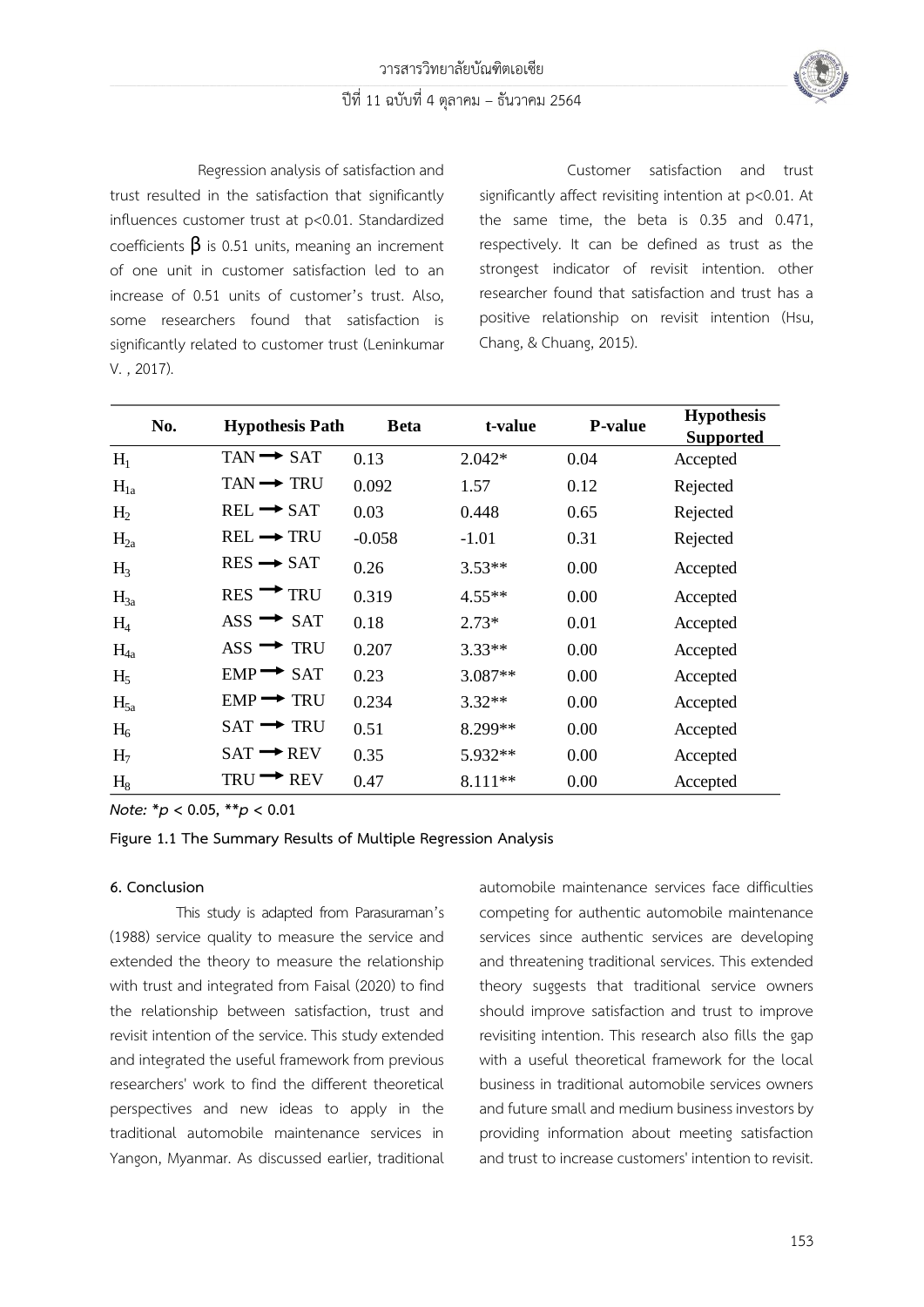Regression analysis of satisfaction and trust resulted in the satisfaction that significantly influences customer trust at p<0.01. Standardized coefficients β is 0.51 units, meaning an increment of one unit in customer satisfaction led to an increase of 0.51 units of customer's trust. Also, some researchers found that satisfaction is significantly related to customer trust (Leninkumar V. , 2017).

Customer satisfaction and trust significantly affect revisiting intention at p<0.01. At the same time, the beta is 0.35 and 0.471, respectively. It can be defined as trust as the strongest indicator of revisit intention. other researcher found that satisfaction and trust has a positive relationship on revisit intention (Hsu, Chang, & Chuang, 2015).

| No. | Hypothesis Path | Beta | t-value | P-value | Hypothesis Supported |
|---|---|---|---|---|---|
| $H_1$ | TAN → SAT | 0.13 | 2.042* | 0.04 | Accepted |
| $H_{1a}$ | TAN → TRU | 0.092 | 1.57 | 0.12 | Rejected |
| $H_2$ | REL → SAT | 0.03 | 0.448 | 0.65 | Rejected |
| $H_{2a}$ | REL → TRU | -0.058 | -1.01 | 0.31 | Rejected |
| $H_3$ | RES → SAT | 0.26 | 3.53** | 0.00 | Accepted |
| $H_{3a}$ | RES → TRU | 0.319 | 4.55** | 0.00 | Accepted |
| $H_4$ | ASS → SAT | 0.18 | 2.73* | 0.01 | Accepted |
| $H_{4a}$ | ASS → TRU | 0.207 | 3.33** | 0.00 | Accepted |
| $H_5$ | EMP → SAT | 0.23 | 3.087** | 0.00 | Accepted |
| $H_{5a}$ | EMP → TRU | 0.234 | 3.32** | 0.00 | Accepted |
| $H_6$ | SAT → TRU | 0.51 | 8.299** | 0.00 | Accepted |
| $H_7$ | SAT → REV | 0.35 | 5.932** | 0.00 | Accepted |
| $H_8$ | TRU → REV | 0.47 | 8.111** | 0.00 | Accepted |

***Note:*** ***p** **< 0.05, \*\*p** **< 0.01**

**Figure 1.1 The Summary Results of Multiple Regression Analysis**

**6. Conclusion**

This study is adapted from Parasuraman's (1988) service quality to measure the service and extended the theory to measure the relationship with trust and integrated from Faisal (2020) to find the relationship between satisfaction, trust and revisit intention of the service. This study extended and integrated the useful framework from previous researchers' work to find the different theoretical perspectives and new ideas to apply in the traditional automobile maintenance services in Yangon, Myanmar. As discussed earlier, traditional automobile maintenance services face difficulties competing for authentic automobile maintenance services since authentic services are developing and threatening traditional services. This extended theory suggests that traditional service owners should improve satisfaction and trust to improve revisiting intention. This research also fills the gap with a useful theoretical framework for the local business in traditional automobile services owners and future small and medium business investors by providing information about meeting satisfaction and trust to increase customers' intention to revisit.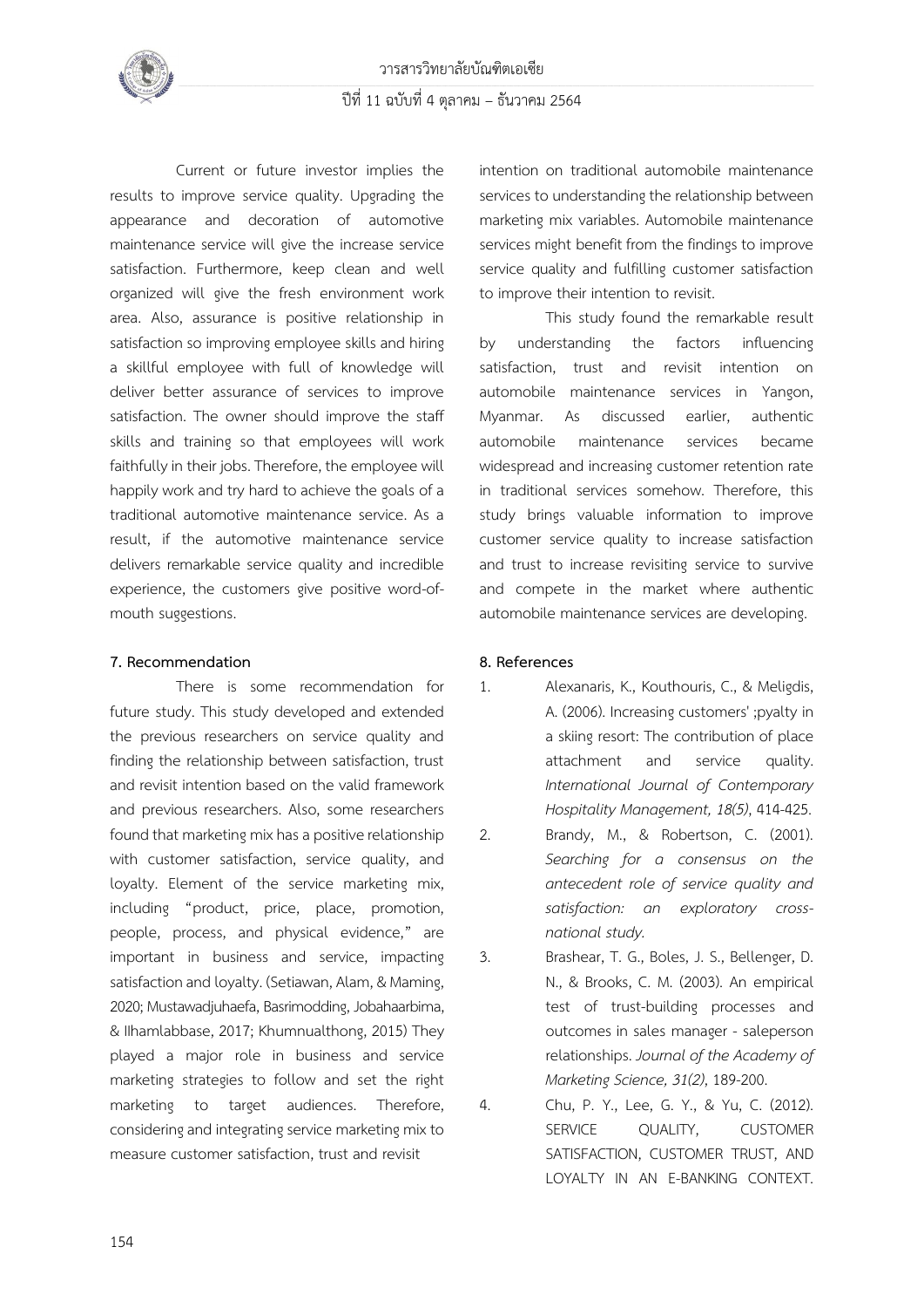Current or future investor implies the results to improve service quality. Upgrading the appearance and decoration of automotive maintenance service will give the increase service satisfaction. Furthermore, keep clean and well organized will give the fresh environment work area. Also, assurance is positive relationship in satisfaction so improving employee skills and hiring a skillful employee with full of knowledge will deliver better assurance of services to improve satisfaction. The owner should improve the staff skills and training so that employees will work faithfully in their jobs. Therefore, the employee will happily work and try hard to achieve the goals of a traditional automotive maintenance service. As a result, if the automotive maintenance service delivers remarkable service quality and incredible experience, the customers give positive word-of-mouth suggestions.

## 7. Recommendation

There is some recommendation for future study. This study developed and extended the previous researchers on service quality and finding the relationship between satisfaction, trust and revisit intention based on the valid framework and previous researchers. Also, some researchers found that marketing mix has a positive relationship with customer satisfaction, service quality, and loyalty. Element of the service marketing mix, including "product, price, place, promotion, people, process, and physical evidence," are important in business and service, impacting satisfaction and loyalty. (Setiawan, Alam, & Maming, 2020; Mustawadjuhaefa, Basrimodding, Jobahaarbima, & Ilhamlabbase, 2017; Khumnualthong, 2015) They played a major role in business and service marketing strategies to follow and set the right marketing to target audiences. Therefore, considering and integrating service marketing mix to measure customer satisfaction, trust and revisit intention on traditional automobile maintenance services to understanding the relationship between marketing mix variables. Automobile maintenance services might benefit from the findings to improve service quality and fulfilling customer satisfaction to improve their intention to revisit.

This study found the remarkable result by understanding the factors influencing satisfaction, trust and revisit intention on automobile maintenance services in Yangon, Myanmar. As discussed earlier, authentic automobile maintenance services became widespread and increasing customer retention rate in traditional services somehow. Therefore, this study brings valuable information to improve customer service quality to increase satisfaction and trust to increase revisiting service to survive and compete in the market where authentic automobile maintenance services are developing.

## 8. References

1. Alexanaris, K., Kouthouris, C., & Meligdis, A. (2006). Increasing customers' ;pyalty in a skiing resort: The contribution of place attachment and service quality. *International Journal of Contemporary Hospitality Management, 18(5)*, 414-425.
2. Brandy, M., & Robertson, C. (2001). *Searching for a consensus on the antecedent role of service quality and satisfaction: an exploratory cross-national study.*
3. Brashear, T. G., Boles, J. S., Bellenger, D. N., & Brooks, C. M. (2003). An empirical test of trust-building processes and outcomes in sales manager - saleperson relationships. *Journal of the Academy of Marketing Science, 31(2)*, 189-200.
4. Chu, P. Y., Lee, G. Y., & Yu, C. (2012). SERVICE QUALITY, CUSTOMER SATISFACTION, CUSTOMER TRUST, AND LOYALTY IN AN E-BANKING CONTEXT.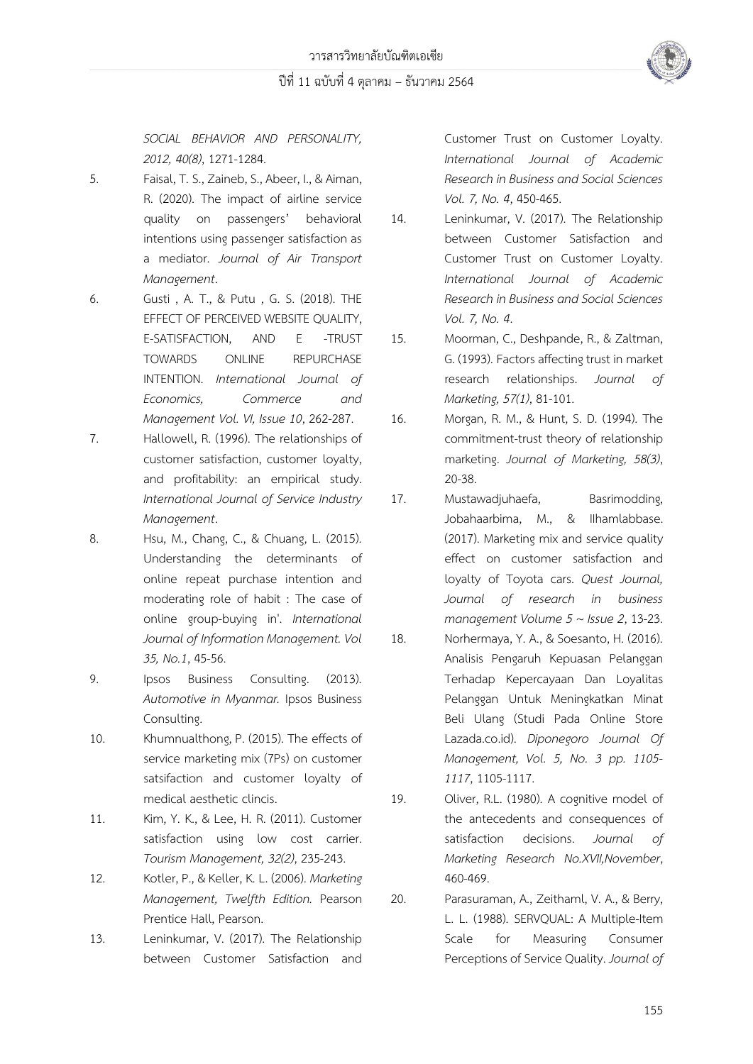*SOCIAL BEHAVIOR AND PERSONALITY, 2012, 40(8)*, 1271-1284.

5. Faisal, T. S., Zaineb, S., Abeer, I., & Aiman, R. (2020). The impact of airline service quality on passengers' behavioral intentions using passenger satisfaction as a mediator. *Journal of Air Transport Management*.

6. Gusti , A. T., & Putu , G. S. (2018). THE EFFECT OF PERCEIVED WEBSITE QUALITY, E-SATISFACTION, AND E -TRUST TOWARDS ONLINE REPURCHASE INTENTION. *International Journal of Economics, Commerce and Management Vol. VI, Issue 10*, 262-287.

7. Hallowell, R. (1996). The relationships of customer satisfaction, customer loyalty, and profitability: an empirical study. *International Journal of Service Industry Management*.

8. Hsu, M., Chang, C., & Chuang, L. (2015). Understanding the determinants of online repeat purchase intention and moderating role of habit : The case of online group-buying in'. *International Journal of Information Management. Vol 35, No.1*, 45-56.

9. Ipsos Business Consulting. (2013). *Automotive in Myanmar.* Ipsos Business Consulting.

10. Khumnualthong, P. (2015). The effects of service marketing mix (7Ps) on customer satsifaction and customer loyalty of medical aesthetic clincis.

11. Kim, Y. K., & Lee, H. R. (2011). Customer satisfaction using low cost carrier. *Tourism Management, 32(2)*, 235-243.

12. Kotler, P., & Keller, K. L. (2006). *Marketing Management, Twelfth Edition.* Pearson Prentice Hall, Pearson.

13. Leninkumar, V. (2017). The Relationship between Customer Satisfaction and Customer Trust on Customer Loyalty. *International Journal of Academic Research in Business and Social Sciences Vol. 7, No. 4*, 450-465.

14. Leninkumar, V. (2017). The Relationship between Customer Satisfaction and Customer Trust on Customer Loyalty. *International Journal of Academic Research in Business and Social Sciences Vol. 7, No. 4*.

15. Moorman, C., Deshpande, R., & Zaltman, G. (1993). Factors affecting trust in market research relationships. *Journal of Marketing, 57(1)*, 81-101.

16. Morgan, R. M., & Hunt, S. D. (1994). The commitment-trust theory of relationship marketing. *Journal of Marketing, 58(3)*, 20-38.

17. Mustawadjuhaefa, Basrimodding, Jobahaarbima, M., & Ilhamlabbase. (2017). Marketing mix and service quality effect on customer satisfaction and loyalty of Toyota cars. *Quest Journal, Journal of research in business management Volume 5 ~ Issue 2*, 13-23.

18. Norhermaya, Y. A., & Soesanto, H. (2016). Analisis Pengaruh Kepuasan Pelanggan Terhadap Kepercayaan Dan Loyalitas Pelanggan Untuk Meningkatkan Minat Beli Ulang (Studi Pada Online Store Lazada.co.id). *Diponegoro Journal Of Management, Vol. 5, No. 3 pp. 1105-1117*, 1105-1117.

19. Oliver, R.L. (1980). A cognitive model of the antecedents and consequences of satisfaction decisions. *Journal of Marketing Research No.XVII,November*, 460-469.

20. Parasuraman, A., Zeithaml, V. A., & Berry, L. L. (1988). SERVQUAL: A Multiple-Item Scale for Measuring Consumer Perceptions of Service Quality. *Journal of*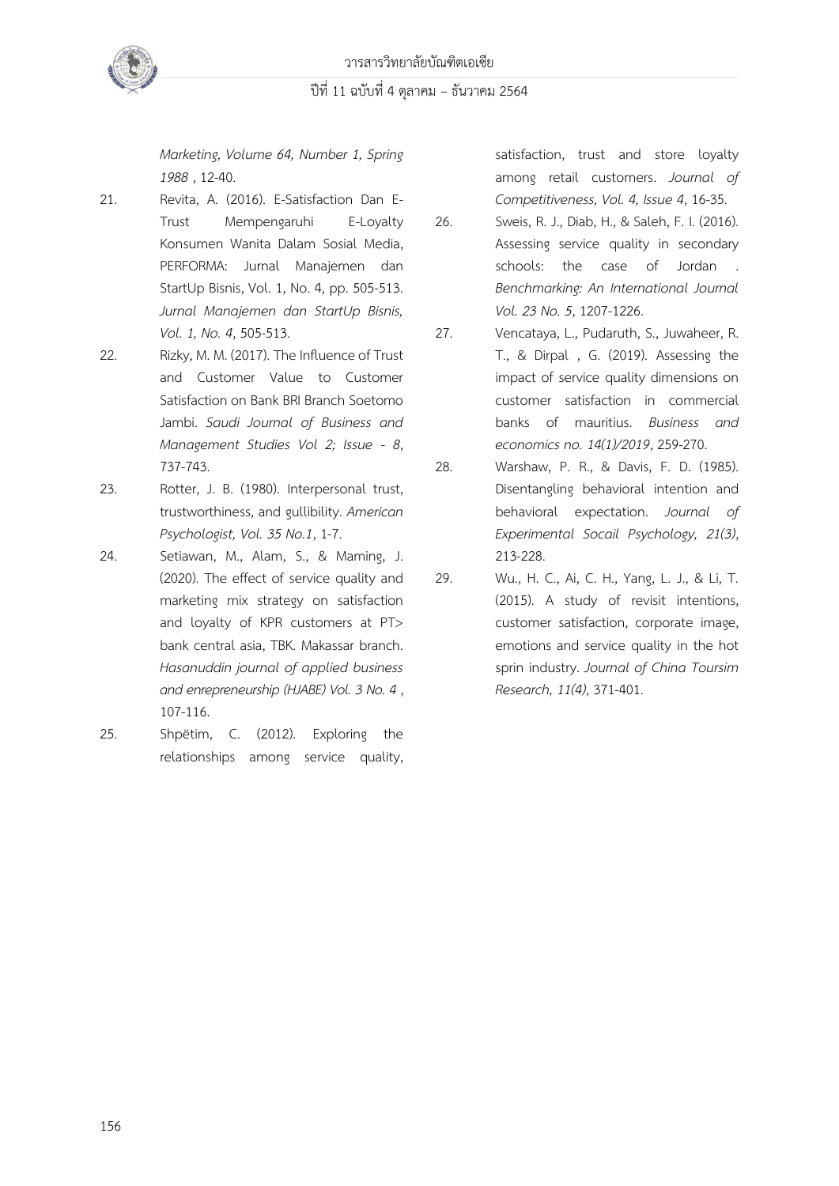*Marketing, Volume 64, Number 1, Spring 1988* , 12-40.

21. Revita, A. (2016). E-Satisfaction Dan E-Trust Mempengaruhi E-Loyalty Konsumen Wanita Dalam Sosial Media, PERFORMA: Jurnal Manajemen dan StartUp Bisnis, Vol. 1, No. 4, pp. 505-513. *Jurnal Manajemen dan StartUp Bisnis, Vol. 1, No. 4*, 505-513.
22. Rizky, M. M. (2017). The Influence of Trust and Customer Value to Customer Satisfaction on Bank BRI Branch Soetomo Jambi. *Saudi Journal of Business and Management Studies Vol 2; Issue - 8*, 737-743.
23. Rotter, J. B. (1980). Interpersonal trust, trustworthiness, and gullibility. *American Psychologist, Vol. 35 No.1*, 1-7.
24. Setiawan, M., Alam, S., & Maming, J. (2020). The effect of service quality and marketing mix strategy on satisfaction and loyalty of KPR customers at PT> bank central asia, TBK. Makassar branch. *Hasanuddin journal of applied business and enrepreneurship (HJABE) Vol. 3 No. 4* , 107-116.
25. Shpëtim, C. (2012). Exploring the relationships among service quality, satisfaction, trust and store loyalty among retail customers. *Journal of Competitiveness, Vol. 4, Issue 4*, 16-35.
26. Sweis, R. J., Diab, H., & Saleh, F. I. (2016). Assessing service quality in secondary schools: the case of Jordan . *Benchmarking: An International Journal Vol. 23 No. 5*, 1207-1226.
27. Vencataya, L., Pudaruth, S., Juwaheer, R. T., & Dirpal , G. (2019). Assessing the impact of service quality dimensions on customer satisfaction in commercial banks of mauritius. *Business and economics no. 14(1)/2019*, 259-270.
28. Warshaw, P. R., & Davis, F. D. (1985). Disentangling behavioral intention and behavioral expectation. *Journal of Experimental Socail Psychology, 21(3)*, 213-228.
29. Wu., H. C., Ai, C. H., Yang, L. J., & Li, T. (2015). A study of revisit intentions, customer satisfaction, corporate image, emotions and service quality in the hot sprin industry. *Journal of China Toursim Research, 11(4)*, 371-401.